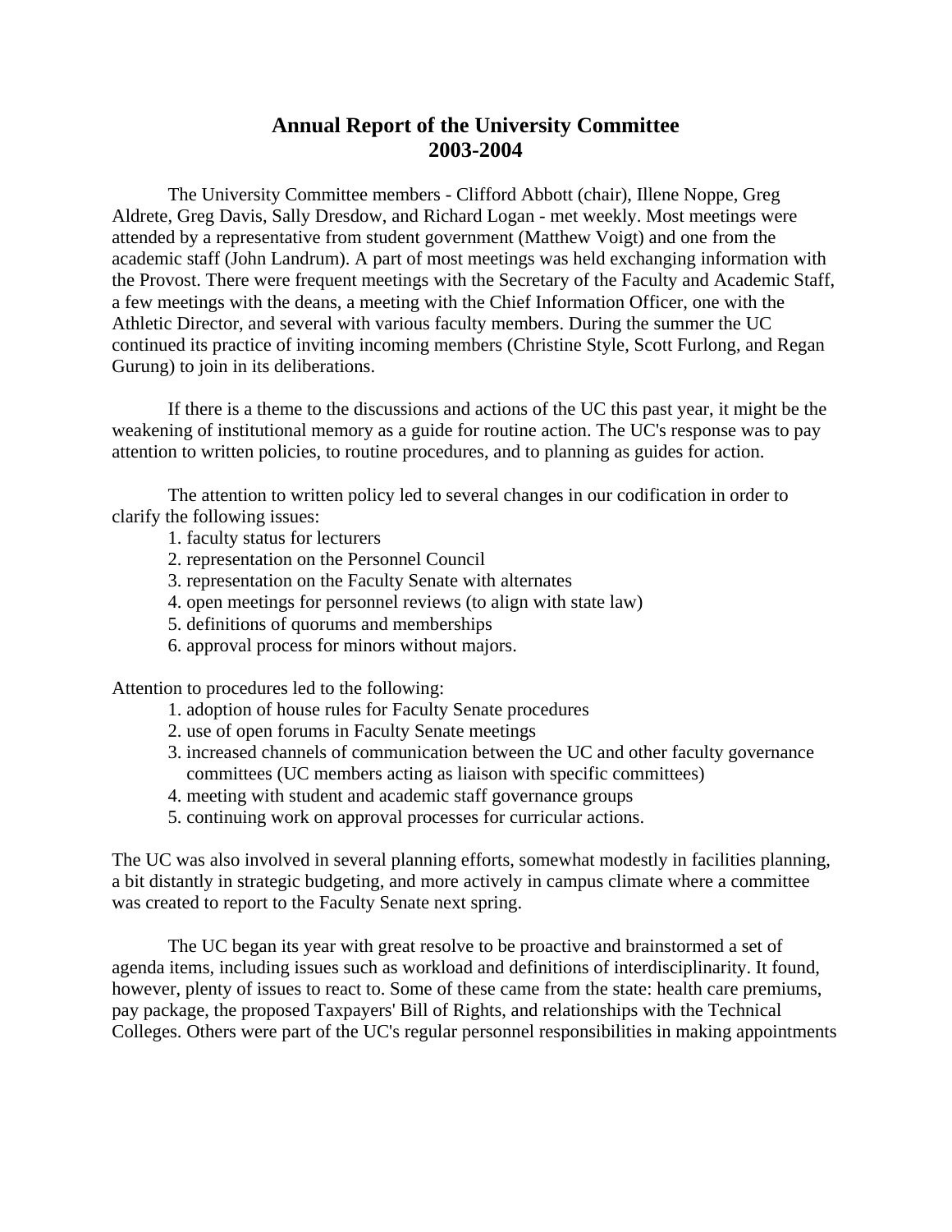# Annual Report of the University Committee
# 2003-2004

The University Committee members - Clifford Abbott (chair), Illene Noppe, Greg Aldrete, Greg Davis, Sally Dresdow, and Richard Logan - met weekly. Most meetings were attended by a representative from student government (Matthew Voigt) and one from the academic staff (John Landrum). A part of most meetings was held exchanging information with the Provost. There were frequent meetings with the Secretary of the Faculty and Academic Staff, a few meetings with the deans, a meeting with the Chief Information Officer, one with the Athletic Director, and several with various faculty members. During the summer the UC continued its practice of inviting incoming members (Christine Style, Scott Furlong, and Regan Gurung) to join in its deliberations.

If there is a theme to the discussions and actions of the UC this past year, it might be the weakening of institutional memory as a guide for routine action. The UC's response was to pay attention to written policies, to routine procedures, and to planning as guides for action.

The attention to written policy led to several changes in our codification in order to clarify the following issues:

1. faculty status for lecturers
2. representation on the Personnel Council
3. representation on the Faculty Senate with alternates
4. open meetings for personnel reviews (to align with state law)
5. definitions of quorums and memberships
6. approval process for minors without majors.

Attention to procedures led to the following:

1. adoption of house rules for Faculty Senate procedures
2. use of open forums in Faculty Senate meetings
3. increased channels of communication between the UC and other faculty governance committees (UC members acting as liaison with specific committees)
4. meeting with student and academic staff governance groups
5. continuing work on approval processes for curricular actions.

The UC was also involved in several planning efforts, somewhat modestly in facilities planning, a bit distantly in strategic budgeting, and more actively in campus climate where a committee was created to report to the Faculty Senate next spring.

The UC began its year with great resolve to be proactive and brainstormed a set of agenda items, including issues such as workload and definitions of interdisciplinarity. It found, however, plenty of issues to react to. Some of these came from the state: health care premiums, pay package, the proposed Taxpayers' Bill of Rights, and relationships with the Technical Colleges. Others were part of the UC's regular personnel responsibilities in making appointments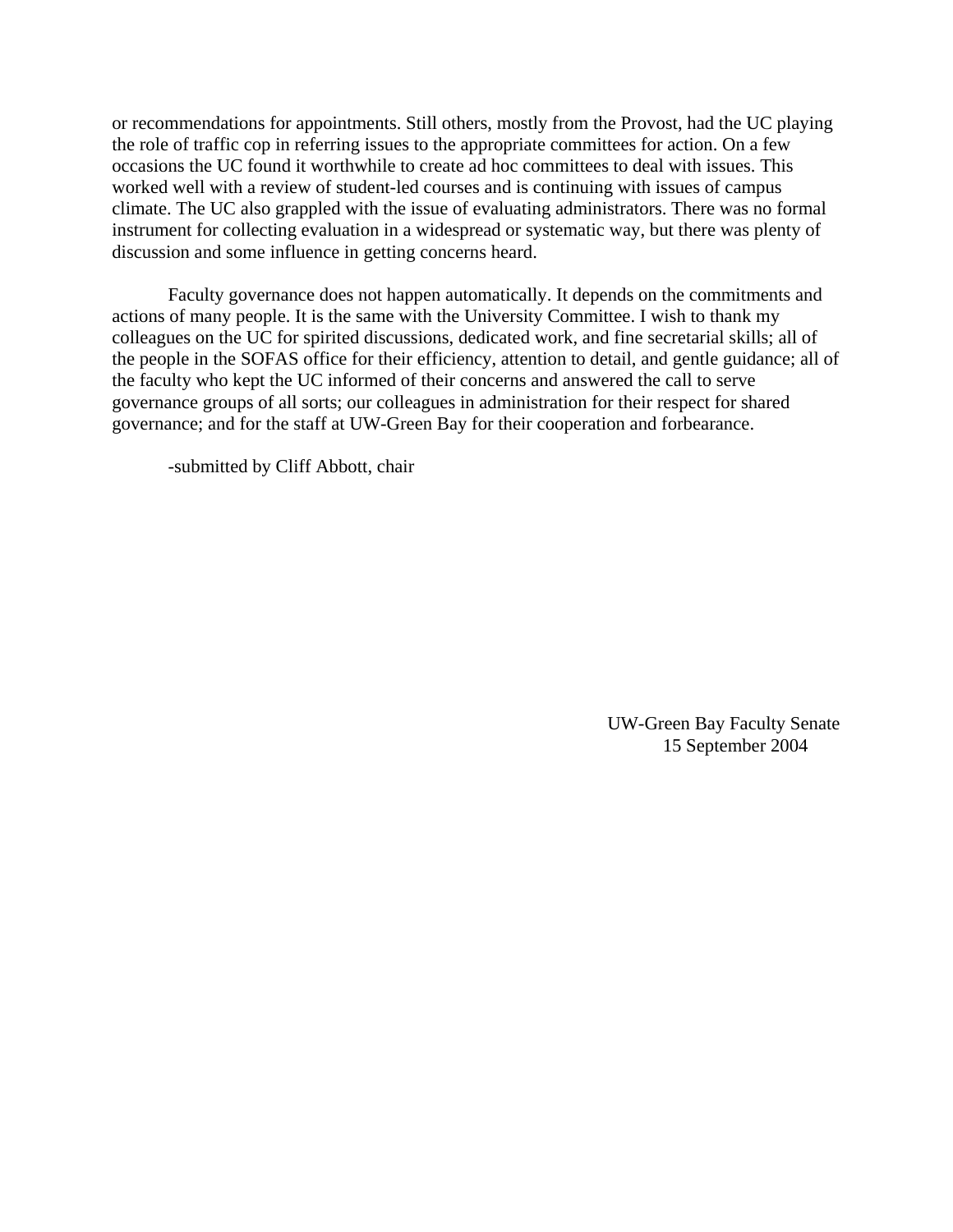or recommendations for appointments. Still others, mostly from the Provost, had the UC playing the role of traffic cop in referring issues to the appropriate committees for action. On a few occasions the UC found it worthwhile to create ad hoc committees to deal with issues. This worked well with a review of student-led courses and is continuing with issues of campus climate. The UC also grappled with the issue of evaluating administrators. There was no formal instrument for collecting evaluation in a widespread or systematic way, but there was plenty of discussion and some influence in getting concerns heard.

Faculty governance does not happen automatically. It depends on the commitments and actions of many people. It is the same with the University Committee. I wish to thank my colleagues on the UC for spirited discussions, dedicated work, and fine secretarial skills; all of the people in the SOFAS office for their efficiency, attention to detail, and gentle guidance; all of the faculty who kept the UC informed of their concerns and answered the call to serve governance groups of all sorts; our colleagues in administration for their respect for shared governance; and for the staff at UW-Green Bay for their cooperation and forbearance.

-submitted by Cliff Abbott, chair

UW-Green Bay Faculty Senate
15 September 2004